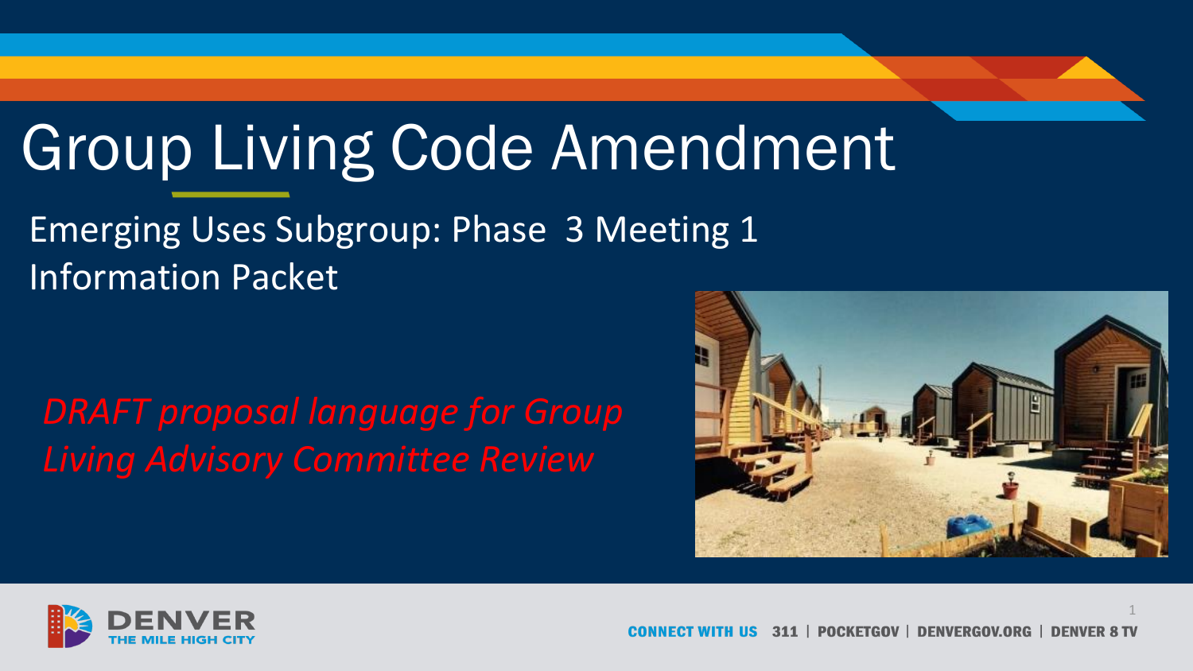# Group Living Code Amendment

Emerging Uses Subgroup: Phase 3 Meeting 1
Information Packet

*DRAFT proposal language for Group Living Advisory Committee Review*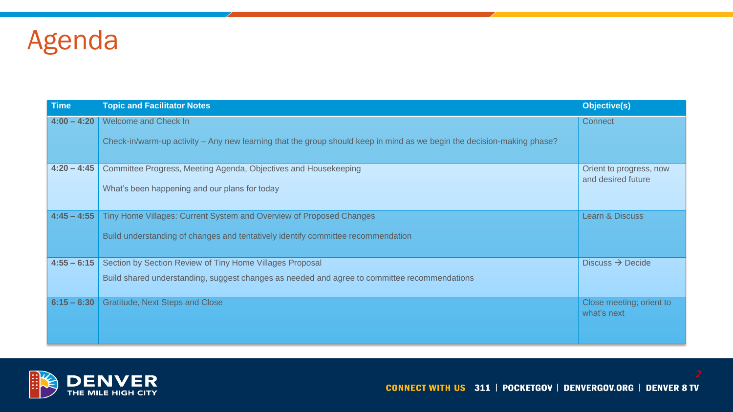# Agenda

| Time | Topic and Facilitator Notes | Objective(s) |
| --- | --- | --- |
| 4:00 – 4:20 | Welcome and Check In<br><br>Check-in/warm-up activity – Any new learning that the group should keep in mind as we begin the decision-making phase? | Connect |
| 4:20 – 4:45 | Committee Progress, Meeting Agenda, Objectives and Housekeeping<br><br>What's been happening and our plans for today | Orient to progress, now and desired future |
| 4:45 – 4:55 | Tiny Home Villages: Current System and Overview of Proposed Changes<br><br>Build understanding of changes and tentatively identify committee recommendation | Learn & Discuss |
| 4:55 – 6:15 | Section by Section Review of Tiny Home Villages Proposal<br>Build shared understanding, suggest changes as needed and agree to committee recommendations | Discuss → Decide |
| 6:15 – 6:30 | Gratitude, Next Steps and Close | Close meeting; orient to what's next |

CONNECT WITH US 311 | POCKETGOV | DENVERGOV.ORG | DENVER 8 TV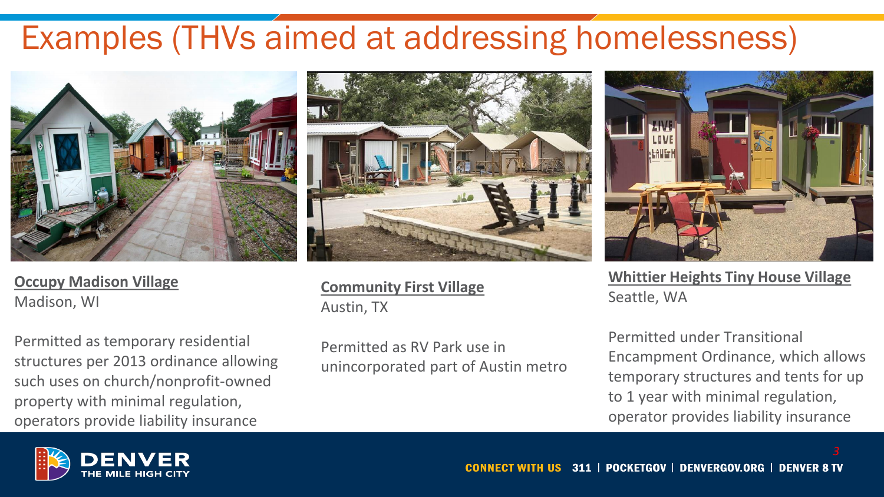# Examples (THVs aimed at addressing homelessness)

**Occupy Madison Village**
Madison, WI

Permitted as temporary residential structures per 2013 ordinance allowing such uses on church/nonprofit-owned property with minimal regulation, operators provide liability insurance

**Community First Village**
Austin, TX

Permitted as RV Park use in unincorporated part of Austin metro

**Whittier Heights Tiny House Village**
Seattle, WA

Permitted under Transitional Encampment Ordinance, which allows temporary structures and tents for up to 1 year with minimal regulation, operator provides liability insurance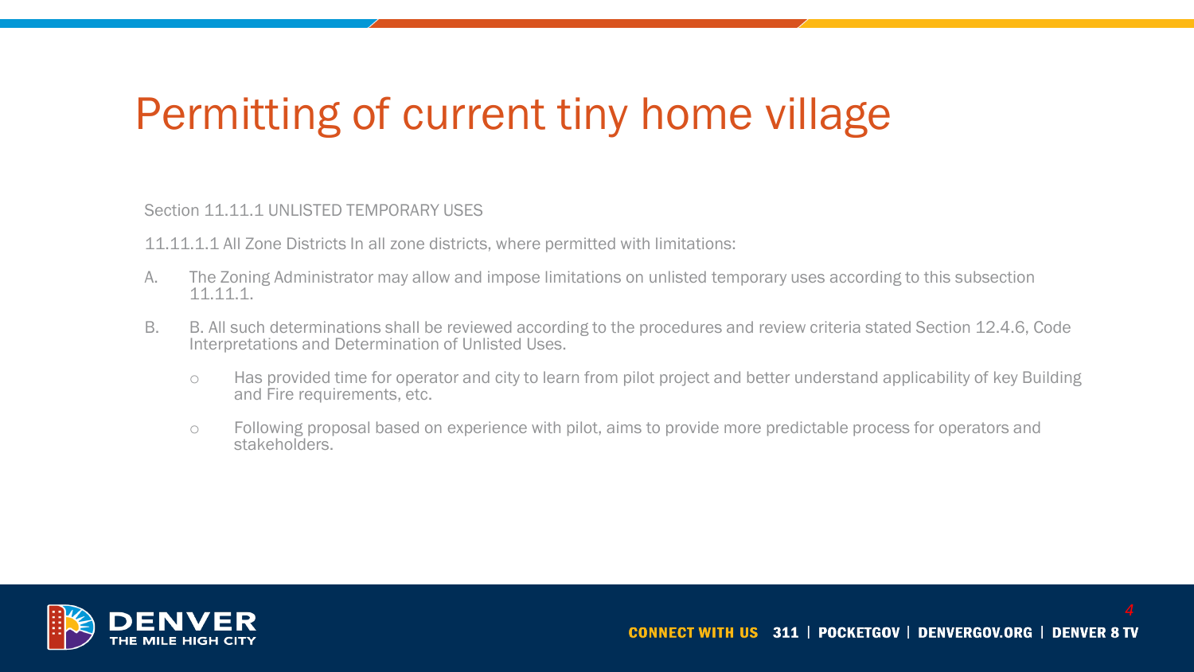# Permitting of current tiny home village

Section 11.11.1 UNLISTED TEMPORARY USES

11.11.1.1 All Zone Districts In all zone districts, where permitted with limitations:

A. The Zoning Administrator may allow and impose limitations on unlisted temporary uses according to this subsection 11.11.1.

B. B. All such determinations shall be reviewed according to the procedures and review criteria stated Section 12.4.6, Code Interpretations and Determination of Unlisted Uses.

- Has provided time for operator and city to learn from pilot project and better understand applicability of key Building and Fire requirements, etc.
- Following proposal based on experience with pilot, aims to provide more predictable process for operators and stakeholders.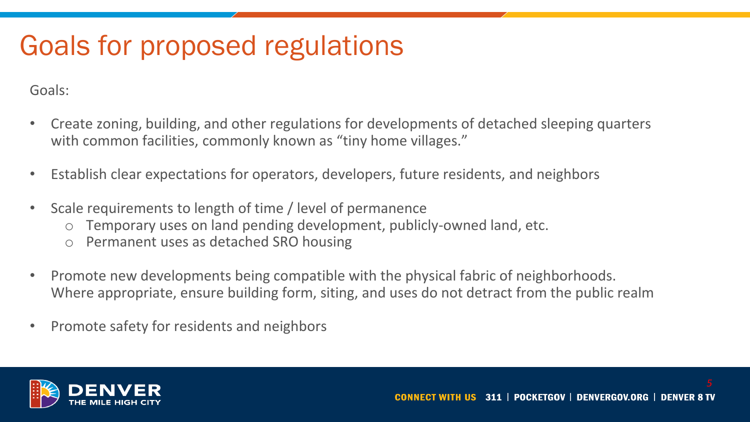# Goals for proposed regulations

Goals:

- Create zoning, building, and other regulations for developments of detached sleeping quarters with common facilities, commonly known as "tiny home villages."
- Establish clear expectations for operators, developers, future residents, and neighbors
- Scale requirements to length of time / level of permanence
  - Temporary uses on land pending development, publicly-owned land, etc.
  - Permanent uses as detached SRO housing
- Promote new developments being compatible with the physical fabric of neighborhoods. Where appropriate, ensure building form, siting, and uses do not detract from the public realm
- Promote safety for residents and neighbors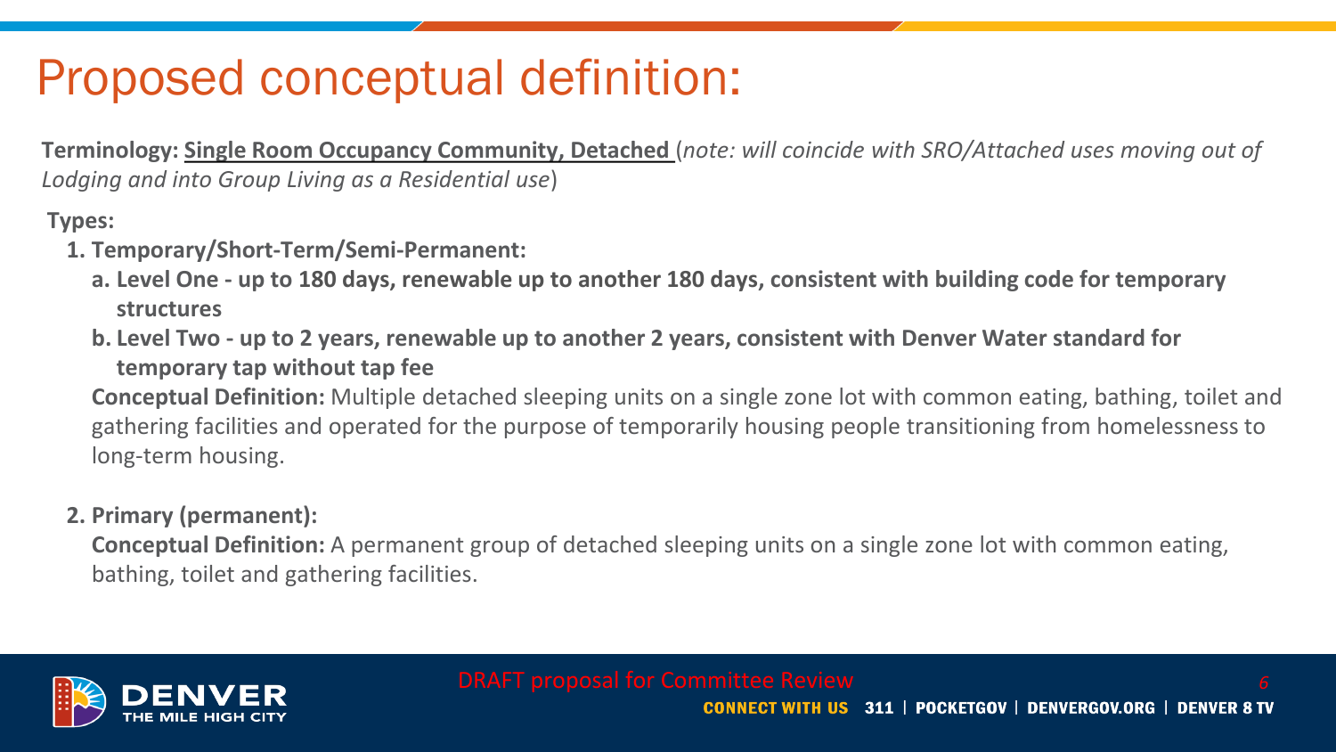# Proposed conceptual definition:

**Terminology: Single Room Occupancy Community, Detached** (*note: will coincide with SRO/Attached uses moving out of Lodging and into Group Living as a Residential use*)

**Types:**

1. **Temporary/Short-Term/Semi-Permanent:**
   a. **Level One - up to 180 days, renewable up to another 180 days, consistent with building code for temporary structures**
   b. **Level Two - up to 2 years, renewable up to another 2 years, consistent with Denver Water standard for temporary tap without tap fee**

   **Conceptual Definition:** Multiple detached sleeping units on a single zone lot with common eating, bathing, toilet and gathering facilities and operated for the purpose of temporarily housing people transitioning from homelessness to long-term housing.

2. **Primary (permanent):**

   **Conceptual Definition:** A permanent group of detached sleeping units on a single zone lot with common eating, bathing, toilet and gathering facilities.

DRAFT proposal for Committee Review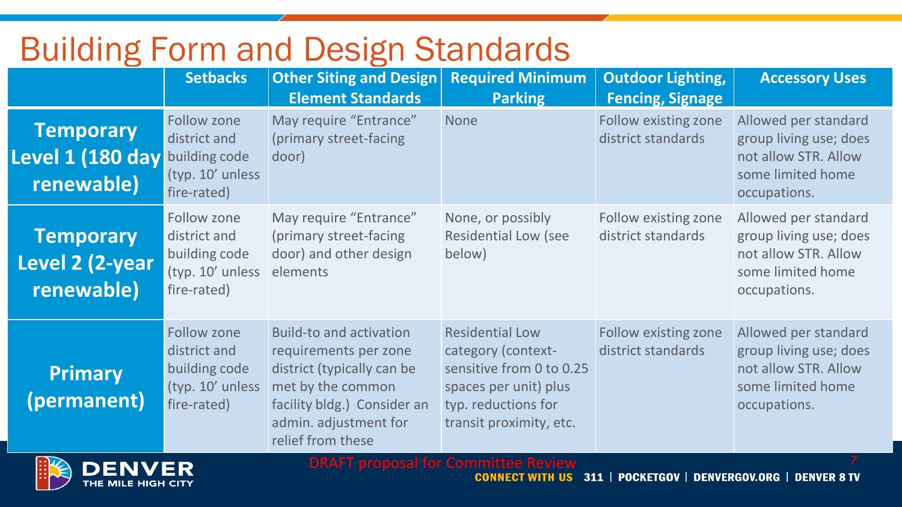# Building Form and Design Standards

| | Setbacks | Other Siting and Design Element Standards | Required Minimum Parking | Outdoor Lighting, Fencing, Signage | Accessory Uses |
|---|---|---|---|---|---|
| **Temporary Level 1 (180 day renewable)** | Follow zone district and building code (typ. 10' unless fire-rated) | May require "Entrance" (primary street-facing door) | None | Follow existing zone district standards | Allowed per standard group living use; does not allow STR. Allow some limited home occupations. |
| **Temporary Level 2 (2-year renewable)** | Follow zone district and building code (typ. 10' unless fire-rated) | May require "Entrance" (primary street-facing door) and other design elements | None, or possibly Residential Low (see below) | Follow existing zone district standards | Allowed per standard group living use; does not allow STR. Allow some limited home occupations. |
| **Primary (permanent)** | Follow zone district and building code (typ. 10' unless fire-rated) | Build-to and activation requirements per zone district (typically can be met by the common facility bldg.) Consider an admin. adjustment for relief from these | Residential Low category (context-sensitive from 0 to 0.25 spaces per unit) plus typ. reductions for transit proximity, etc. | Follow existing zone district standards | Allowed per standard group living use; does not allow STR. Allow some limited home occupations. |

DRAFT proposal for Committee Review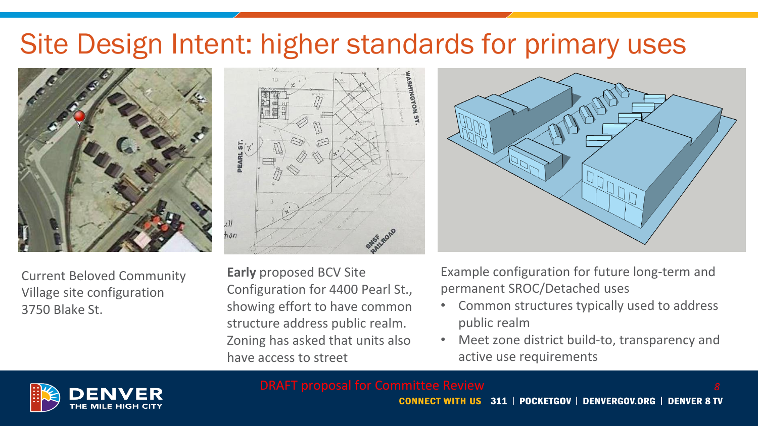# Site Design Intent: higher standards for primary uses

Current Beloved Community Village site configuration 3750 Blake St.

**Early** proposed BCV Site Configuration for 4400 Pearl St., showing effort to have common structure address public realm. Zoning has asked that units also have access to street

Example configuration for future long-term and permanent SROC/Detached uses

- Common structures typically used to address public realm
- Meet zone district build-to, transparency and active use requirements

DRAFT proposal for Committee Review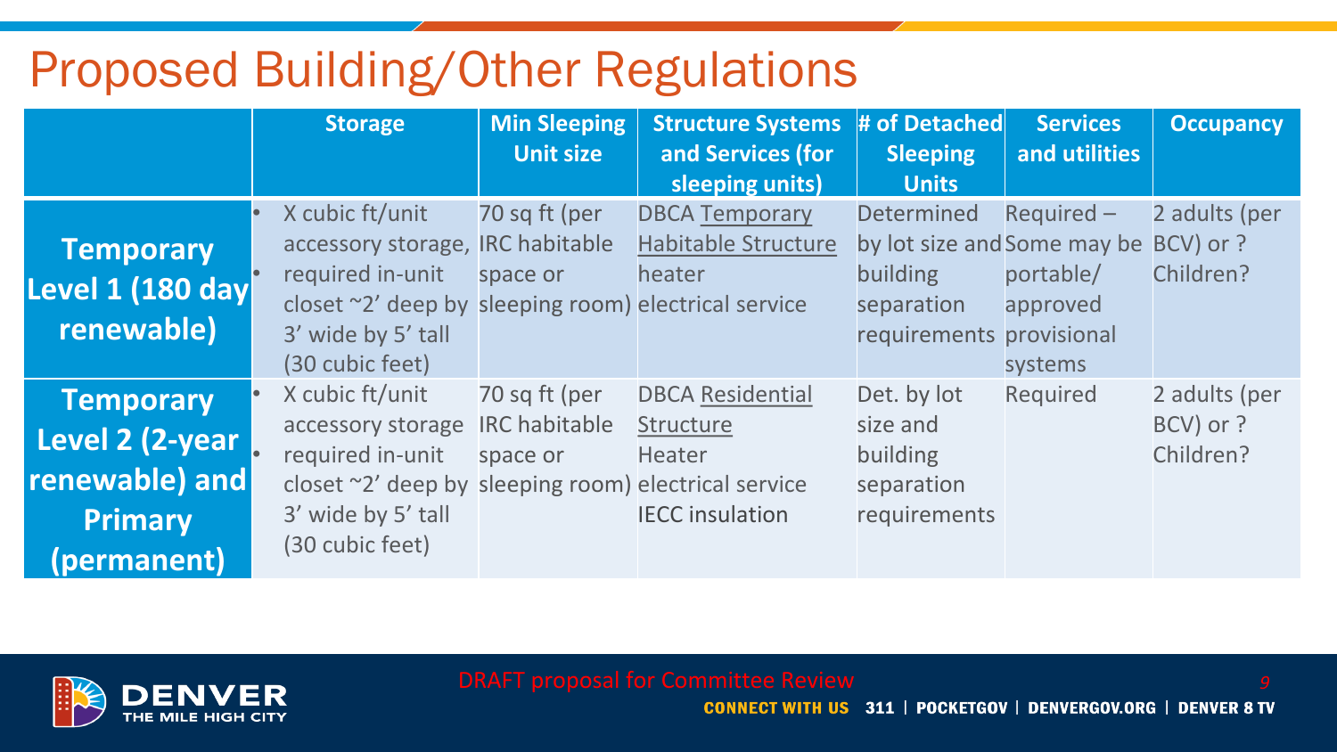# Proposed Building/Other Regulations

| | Storage | Min Sleeping Unit size | Structure Systems and Services (for sleeping units) | # of Detached Sleeping Units | Services and utilities | Occupancy |
|---|---|---|---|---|---|---|
| **Temporary Level 1 (180 day renewable)** | • X cubic ft/unit accessory storage, • required in-unit closet ~2' deep by 3' wide by 5' tall (30 cubic feet) | 70 sq ft (per IRC habitable space or sleeping room) | DBCA Temporary Habitable Structure heater electrical service | Determined by lot size and building separation requirements | Required – Some may be portable/ approved provisional systems | 2 adults (per BCV) or ? Children? |
| **Temporary Level 2 (2-year renewable) and Primary (permanent)** | • X cubic ft/unit accessory storage • required in-unit closet ~2' deep by 3' wide by 5' tall (30 cubic feet) | 70 sq ft (per IRC habitable space or sleeping room) | DBCA Residential Structure Heater electrical service IECC insulation | Det. by lot size and building separation requirements | Required | 2 adults (per BCV) or ? Children? |

DRAFT proposal for Committee Review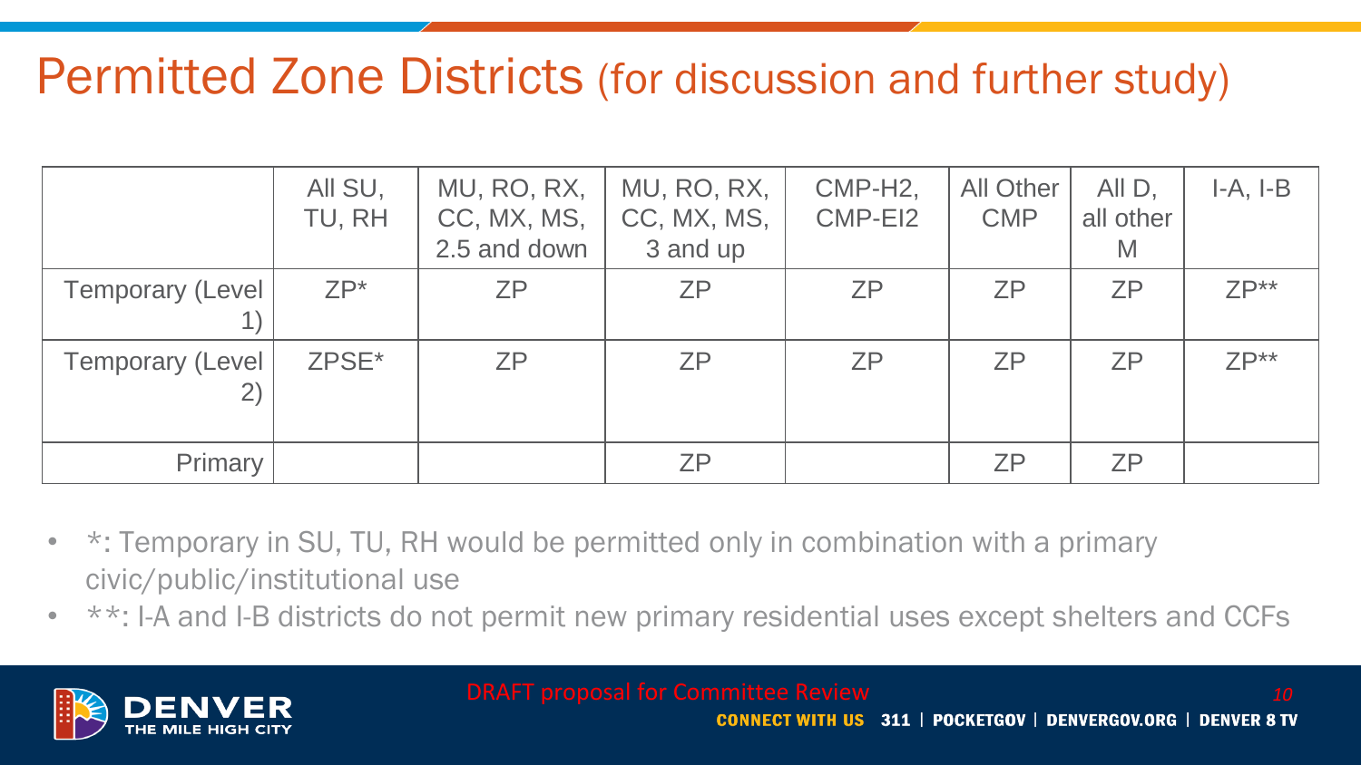# Permitted Zone Districts (for discussion and further study)

| | All SU, TU, RH | MU, RO, RX, CC, MX, MS, 2.5 and down | MU, RO, RX, CC, MX, MS, 3 and up | CMP-H2, CMP-EI2 | All Other CMP | All D, all other M | I-A, I-B |
|---|---|---|---|---|---|---|---|
| Temporary (Level 1) | ZP* | ZP | ZP | ZP | ZP | ZP | ZP** |
| Temporary (Level 2) | ZPSE* | ZP | ZP | ZP | ZP | ZP | ZP** |
| Primary | | | ZP | | ZP | ZP | |

- *: Temporary in SU, TU, RH would be permitted only in combination with a primary civic/public/institutional use
- **: I-A and I-B districts do not permit new primary residential uses except shelters and CCFs

DRAFT proposal for Committee Review